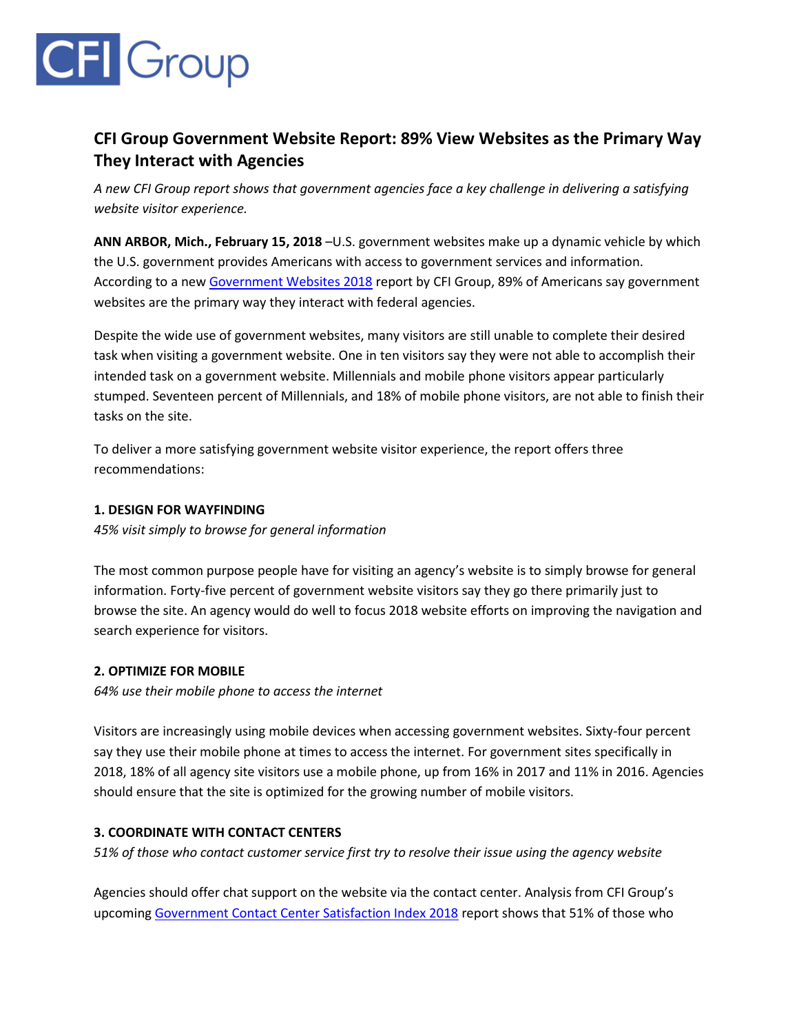CFI Group

# CFI Group Government Website Report: 89% View Websites as the Primary Way They Interact with Agencies

*A new CFI Group report shows that government agencies face a key challenge in delivering a satisfying website visitor experience.*

**ANN ARBOR, Mich., February 15, 2018** –U.S. government websites make up a dynamic vehicle by which the U.S. government provides Americans with access to government services and information. According to a new [Government Websites 2018]() report by CFI Group, 89% of Americans say government websites are the primary way they interact with federal agencies.

Despite the wide use of government websites, many visitors are still unable to complete their desired task when visiting a government website. One in ten visitors say they were not able to accomplish their intended task on a government website. Millennials and mobile phone visitors appear particularly stumped. Seventeen percent of Millennials, and 18% of mobile phone visitors, are not able to finish their tasks on the site.

To deliver a more satisfying government website visitor experience, the report offers three recommendations:

### 1. DESIGN FOR WAYFINDING

*45% visit simply to browse for general information*

The most common purpose people have for visiting an agency's website is to simply browse for general information. Forty-five percent of government website visitors say they go there primarily just to browse the site. An agency would do well to focus 2018 website efforts on improving the navigation and search experience for visitors.

### 2. OPTIMIZE FOR MOBILE

*64% use their mobile phone to access the internet*

Visitors are increasingly using mobile devices when accessing government websites. Sixty-four percent say they use their mobile phone at times to access the internet. For government sites specifically in 2018, 18% of all agency site visitors use a mobile phone, up from 16% in 2017 and 11% in 2016. Agencies should ensure that the site is optimized for the growing number of mobile visitors.

### 3. COORDINATE WITH CONTACT CENTERS

*51% of those who contact customer service first try to resolve their issue using the agency website*

Agencies should offer chat support on the website via the contact center. Analysis from CFI Group's upcoming [Government Contact Center Satisfaction Index 2018]() report shows that 51% of those who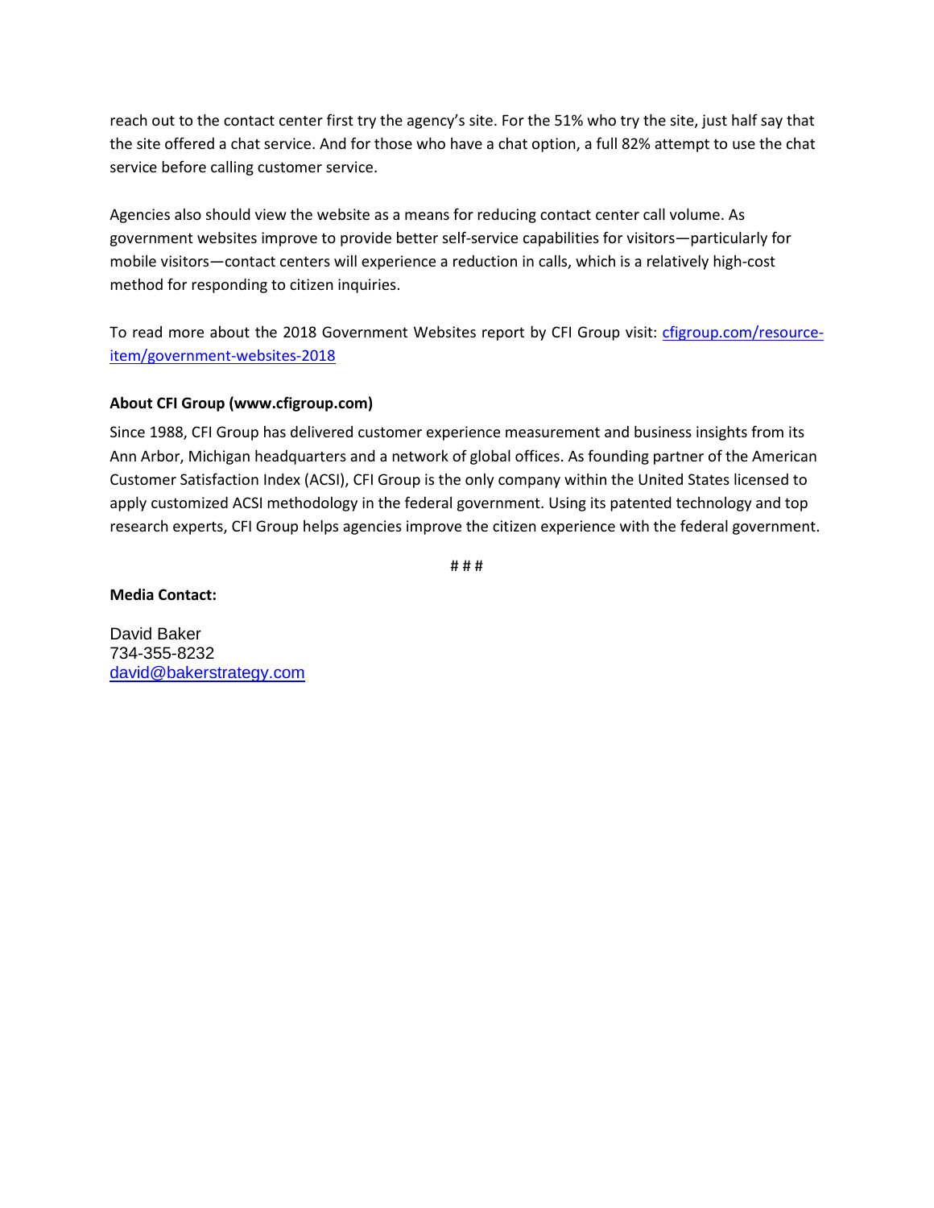reach out to the contact center first try the agency's site. For the 51% who try the site, just half say that the site offered a chat service. And for those who have a chat option, a full 82% attempt to use the chat service before calling customer service.

Agencies also should view the website as a means for reducing contact center call volume. As government websites improve to provide better self-service capabilities for visitors—particularly for mobile visitors—contact centers will experience a reduction in calls, which is a relatively high-cost method for responding to citizen inquiries.

To read more about the 2018 Government Websites report by CFI Group visit: [cfigroup.com/resource-item/government-websites-2018](cfigroup.com/resource-item/government-websites-2018)

**About CFI Group (www.cfigroup.com)**

Since 1988, CFI Group has delivered customer experience measurement and business insights from its Ann Arbor, Michigan headquarters and a network of global offices. As founding partner of the American Customer Satisfaction Index (ACSI), CFI Group is the only company within the United States licensed to apply customized ACSI methodology in the federal government. Using its patented technology and top research experts, CFI Group helps agencies improve the citizen experience with the federal government.

# # #

**Media Contact:**

David Baker
734-355-8232
[david@bakerstrategy.com](mailto:david@bakerstrategy.com)